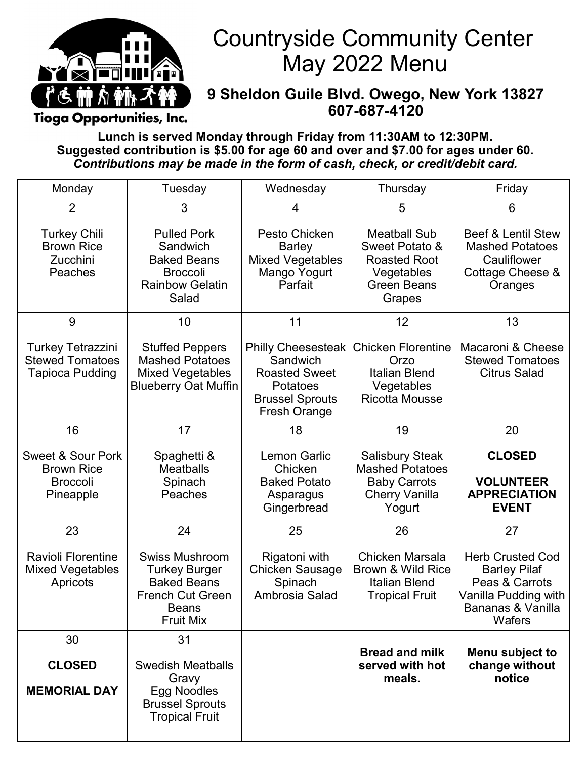# Countryside Community Center
# May 2022 Menu

**9 Sheldon Guile Blvd. Owego, New York 13827**
**607-687-4120**

Tioga Opportunities, Inc.

**Lunch is served Monday through Friday from 11:30AM to 12:30PM.**
**Suggested contribution is $5.00 for age 60 and over and $7.00 for ages under 60.**
***Contributions may be made in the form of cash, check, or credit/debit card.***

| Monday | Tuesday | Wednesday | Thursday | Friday |
|---|---|---|---|---|
| 2<br><br>Turkey Chili<br>Brown Rice<br>Zucchini<br>Peaches | 3<br><br>Pulled Pork Sandwich<br>Baked Beans<br>Broccoli<br>Rainbow Gelatin Salad | 4<br><br>Pesto Chicken<br>Barley<br>Mixed Vegetables<br>Mango Yogurt Parfait | 5<br><br>Meatball Sub<br>Sweet Potato & Roasted Root Vegetables<br>Green Beans<br>Grapes | 6<br><br>Beef & Lentil Stew<br>Mashed Potatoes<br>Cauliflower<br>Cottage Cheese & Oranges |
| 9<br><br>Turkey Tetrazzini<br>Stewed Tomatoes<br>Tapioca Pudding | 10<br><br>Stuffed Peppers<br>Mashed Potatoes<br>Mixed Vegetables<br>Blueberry Oat Muffin | 11<br><br>Philly Cheesesteak Sandwich<br>Roasted Sweet Potatoes<br>Brussel Sprouts<br>Fresh Orange | 12<br><br>Chicken Florentine<br>Orzo<br>Italian Blend Vegetables<br>Ricotta Mousse | 13<br><br>Macaroni & Cheese<br>Stewed Tomatoes<br>Citrus Salad |
| 16<br><br>Sweet & Sour Pork<br>Brown Rice<br>Broccoli<br>Pineapple | 17<br><br>Spaghetti & Meatballs<br>Spinach<br>Peaches | 18<br><br>Lemon Garlic Chicken<br>Baked Potato<br>Asparagus<br>Gingerbread | 19<br><br>Salisbury Steak<br>Mashed Potatoes<br>Baby Carrots<br>Cherry Vanilla Yogurt | 20<br><br>**CLOSED**<br><br>**VOLUNTEER APPRECIATION EVENT** |
| 23<br><br>Ravioli Florentine<br>Mixed Vegetables<br>Apricots | 24<br><br>Swiss Mushroom Turkey Burger<br>Baked Beans<br>French Cut Green Beans<br>Fruit Mix | 25<br><br>Rigatoni with Chicken Sausage<br>Spinach<br>Ambrosia Salad | 26<br><br>Chicken Marsala<br>Brown & Wild Rice<br>Italian Blend<br>Tropical Fruit | 27<br><br>Herb Crusted Cod<br>Barley Pilaf<br>Peas & Carrots<br>Vanilla Pudding with Bananas & Vanilla Wafers |
| 30<br><br>**CLOSED**<br><br>**MEMORIAL DAY** | 31<br><br>Swedish Meatballs<br>Gravy<br>Egg Noodles<br>Brussel Sprouts<br>Tropical Fruit | | **Bread and milk served with hot meals.** | **Menu subject to change without notice** |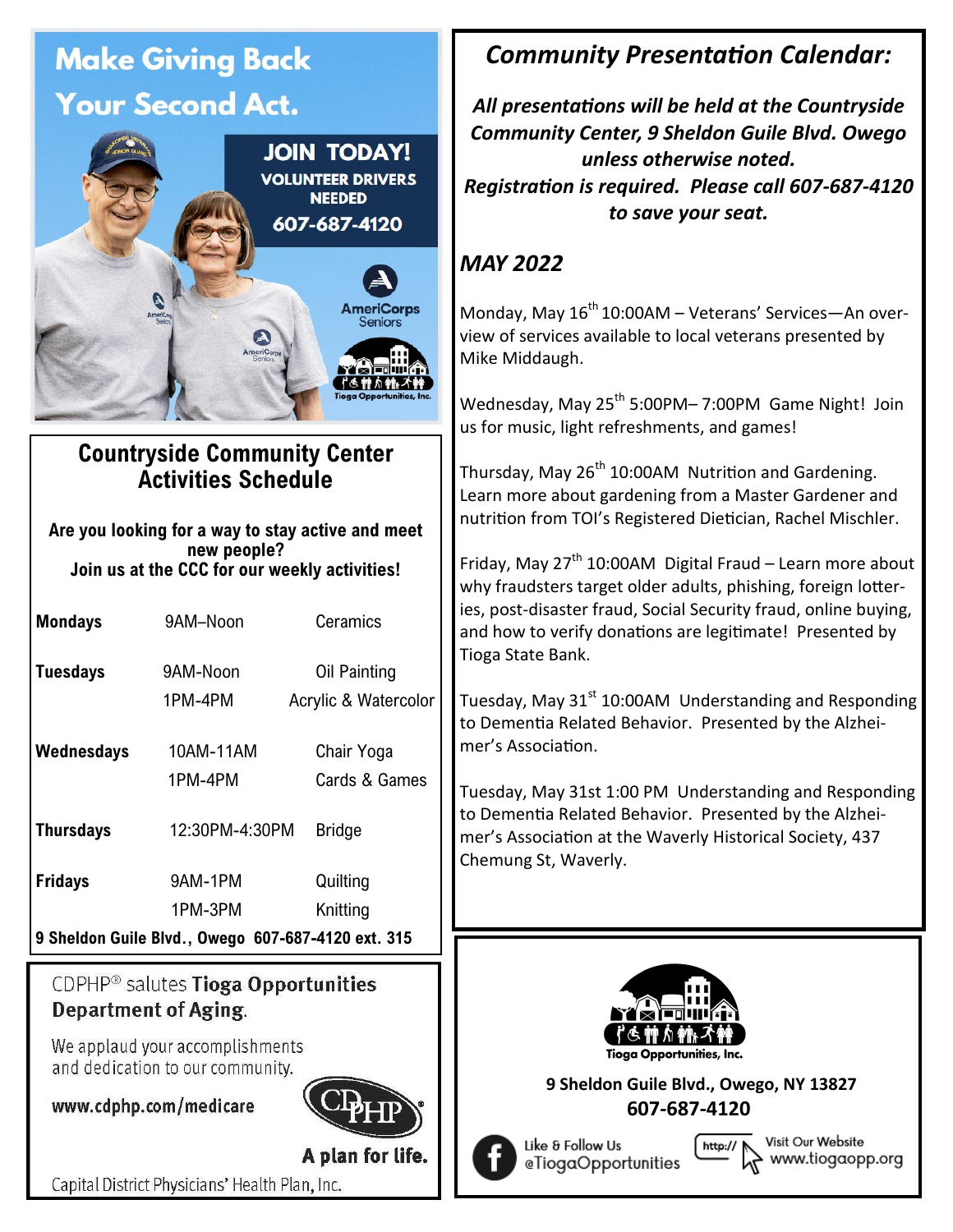## Make Giving Back Your Second Act.

**JOIN TODAY!**

**VOLUNTEER DRIVERS NEEDED**

**607-687-4120**

AmeriCorps Seniors

Tioga Opportunities, Inc.

## Countryside Community Center Activities Schedule

**Are you looking for a way to stay active and meet new people?**
**Join us at the CCC for our weekly activities!**

| | | |
|---|---|---|
| **Mondays** | 9AM–Noon | Ceramics |
| **Tuesdays** | 9AM-Noon | Oil Painting |
| | 1PM-4PM | Acrylic & Watercolor |
| **Wednesdays** | 10AM-11AM | Chair Yoga |
| | 1PM-4PM | Cards & Games |
| **Thursdays** | 12:30PM-4:30PM | Bridge |
| **Fridays** | 9AM-1PM | Quilting |
| | 1PM-3PM | Knitting |

**9 Sheldon Guile Blvd., Owego 607-687-4120 ext. 315**

CDPHP® salutes **Tioga Opportunities Department of Aging**.

We applaud your accomplishments and dedication to our community.

www.cdphp.com/medicare

**A plan for life.**

Capital District Physicians' Health Plan, Inc.

## *Community Presentation Calendar:*

***All presentations will be held at the Countryside Community Center, 9 Sheldon Guile Blvd. Owego unless otherwise noted.***
***Registration is required. Please call 607-687-4120 to save your seat.***

### *MAY 2022*

Monday, May 16th 10:00AM – Veterans' Services—An overview of services available to local veterans presented by Mike Middaugh.

Wednesday, May 25th 5:00PM– 7:00PM Game Night! Join us for music, light refreshments, and games!

Thursday, May 26th 10:00AM Nutrition and Gardening. Learn more about gardening from a Master Gardener and nutrition from TOI's Registered Dietician, Rachel Mischler.

Friday, May 27th 10:00AM Digital Fraud – Learn more about why fraudsters target older adults, phishing, foreign lotteries, post-disaster fraud, Social Security fraud, online buying, and how to verify donations are legitimate! Presented by Tioga State Bank.

Tuesday, May 31st 10:00AM Understanding and Responding to Dementia Related Behavior. Presented by the Alzheimer's Association.

Tuesday, May 31st 1:00 PM Understanding and Responding to Dementia Related Behavior. Presented by the Alzheimer's Association at the Waverly Historical Society, 437 Chemung St, Waverly.

Tioga Opportunities, Inc.

**9 Sheldon Guile Blvd., Owego, NY 13827**
**607-687-4120**

Like & Follow Us @TiogaOpportunities

Visit Our Website www.tiogaopp.org